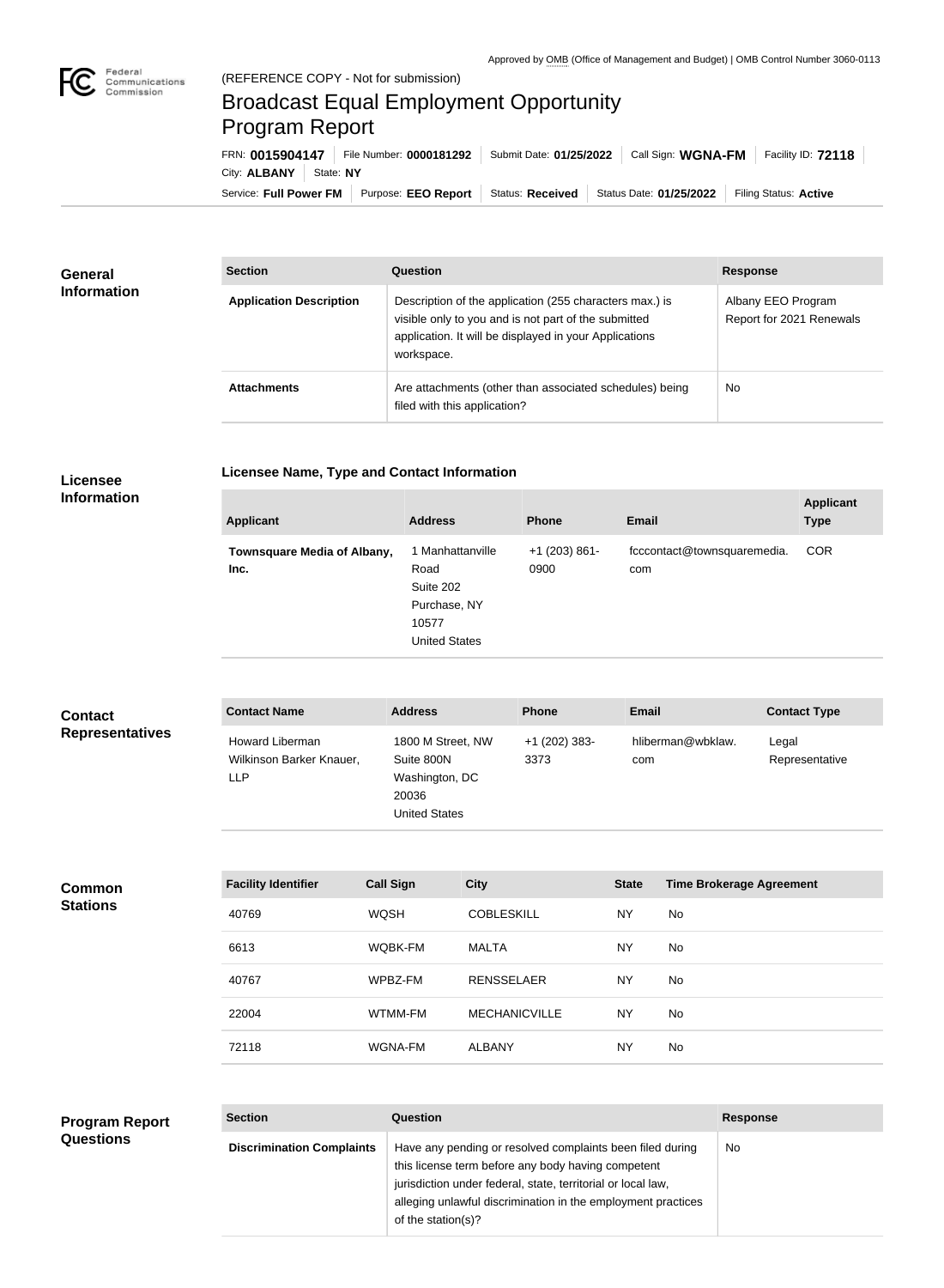Approved by OMB (Office of Management and Budget) | OMB Control Number 3060-0113

(REFERENCE COPY - Not for submission)

# Broadcast Equal Employment Opportunity Program Report

FRN: **0015904147** | File Number: **0000181292** | Submit Date: **01/25/2022** | Call Sign: **WGNA-FM** | Facility ID: **72118** | City: **ALBANY** | State: **NY**

Service: **Full Power FM** | Purpose: **EEO Report** | Status: **Received** | Status Date: **01/25/2022** | Filing Status: **Active**

## General Information

| Section | Question | Response |
| --- | --- | --- |
| **Application Description** | Description of the application (255 characters max.) is visible only to you and is not part of the submitted application. It will be displayed in your Applications workspace. | Albany EEO Program Report for 2021 Renewals |
| **Attachments** | Are attachments (other than associated schedules) being filed with this application? | No |

## Licensee Information

### Licensee Name, Type and Contact Information

| Applicant | Address | Phone | Email | Applicant Type |
| --- | --- | --- | --- | --- |
| **Townsquare Media of Albany, Inc.** | 1 Manhattanville Road Suite 202 Purchase, NY 10577 United States | +1 (203) 861-0900 | fcccontact@townsquaremedia.com | COR |

## Contact Representatives

| Contact Name | Address | Phone | Email | Contact Type |
| --- | --- | --- | --- | --- |
| Howard Liberman Wilkinson Barker Knauer, LLP | 1800 M Street, NW Suite 800N Washington, DC 20036 United States | +1 (202) 383-3373 | hliberman@wbklaw.com | Legal Representative |

## Common Stations

| Facility Identifier | Call Sign | City | State | Time Brokerage Agreement |
| --- | --- | --- | --- | --- |
| 40769 | WQSH | COBLESKILL | NY | No |
| 6613 | WQBK-FM | MALTA | NY | No |
| 40767 | WPBZ-FM | RENSSELAER | NY | No |
| 22004 | WTMM-FM | MECHANICVILLE | NY | No |
| 72118 | WGNA-FM | ALBANY | NY | No |

## Program Report Questions

| Section | Question | Response |
| --- | --- | --- |
| **Discrimination Complaints** | Have any pending or resolved complaints been filed during this license term before any body having competent jurisdiction under federal, state, territorial or local law, alleging unlawful discrimination in the employment practices of the station(s)? | No |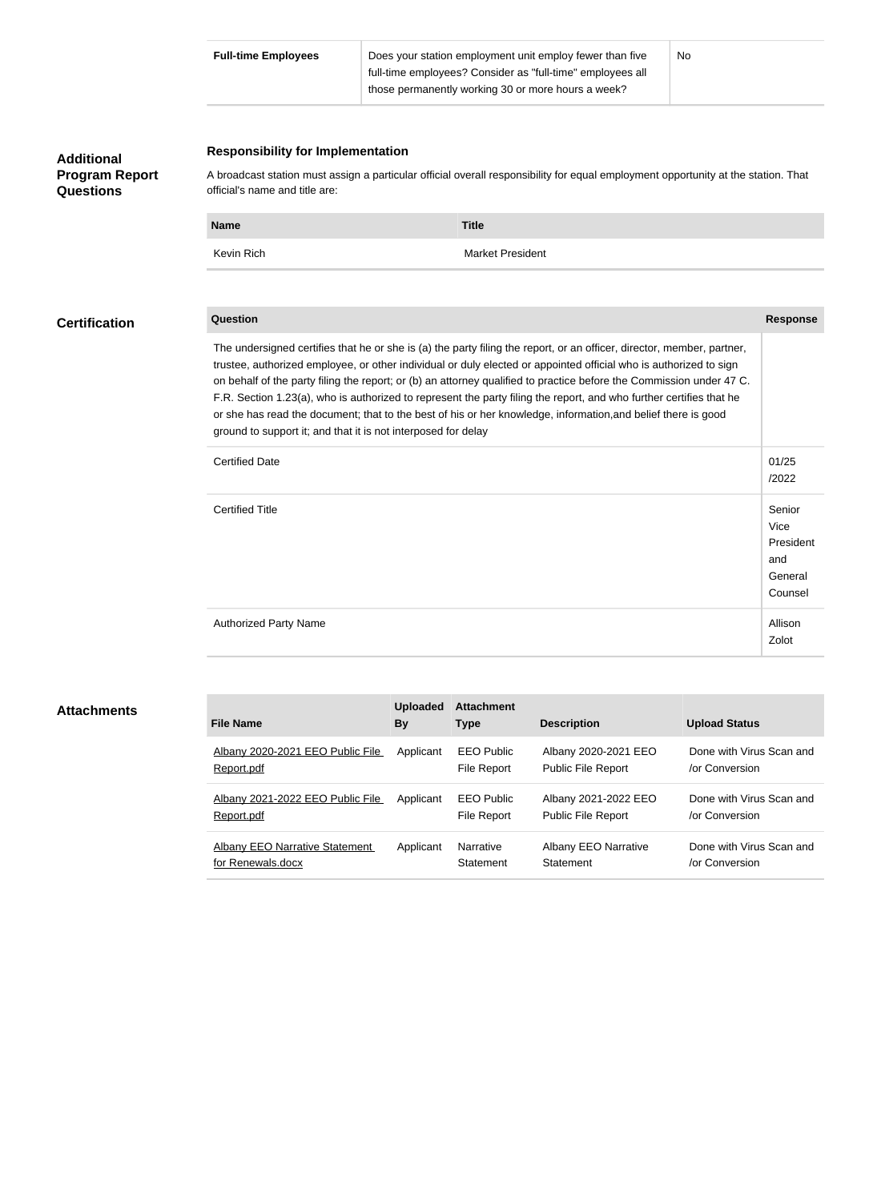| | | |
|---|---|---|
| **Full-time Employees** | Does your station employment unit employ fewer than five full-time employees? Consider as "full-time" employees all those permanently working 30 or more hours a week? | No |

## Additional Program Report Questions

### Responsibility for Implementation

A broadcast station must assign a particular official overall responsibility for equal employment opportunity at the station. That official's name and title are:

| Name | Title |
|---|---|
| Kevin Rich | Market President |

## Certification

| Question | Response |
|---|---|
| The undersigned certifies that he or she is (a) the party filing the report, or an officer, director, member, partner, trustee, authorized employee, or other individual or duly elected or appointed official who is authorized to sign on behalf of the party filing the report; or (b) an attorney qualified to practice before the Commission under 47 C.F.R. Section 1.23(a), who is authorized to represent the party filing the report, and who further certifies that he or she has read the document; that to the best of his or her knowledge, information,and belief there is good ground to support it; and that it is not interposed for delay | |
| Certified Date | 01/25/2022 |
| Certified Title | Senior Vice President and General Counsel |
| Authorized Party Name | Allison Zolot |

## Attachments

| File Name | Uploaded By | Attachment Type | Description | Upload Status |
|---|---|---|---|---|
| Albany 2020-2021 EEO Public File Report.pdf | Applicant | EEO Public File Report | Albany 2020-2021 EEO Public File Report | Done with Virus Scan and /or Conversion |
| Albany 2021-2022 EEO Public File Report.pdf | Applicant | EEO Public File Report | Albany 2021-2022 EEO Public File Report | Done with Virus Scan and /or Conversion |
| Albany EEO Narrative Statement for Renewals.docx | Applicant | Narrative Statement | Albany EEO Narrative Statement | Done with Virus Scan and /or Conversion |